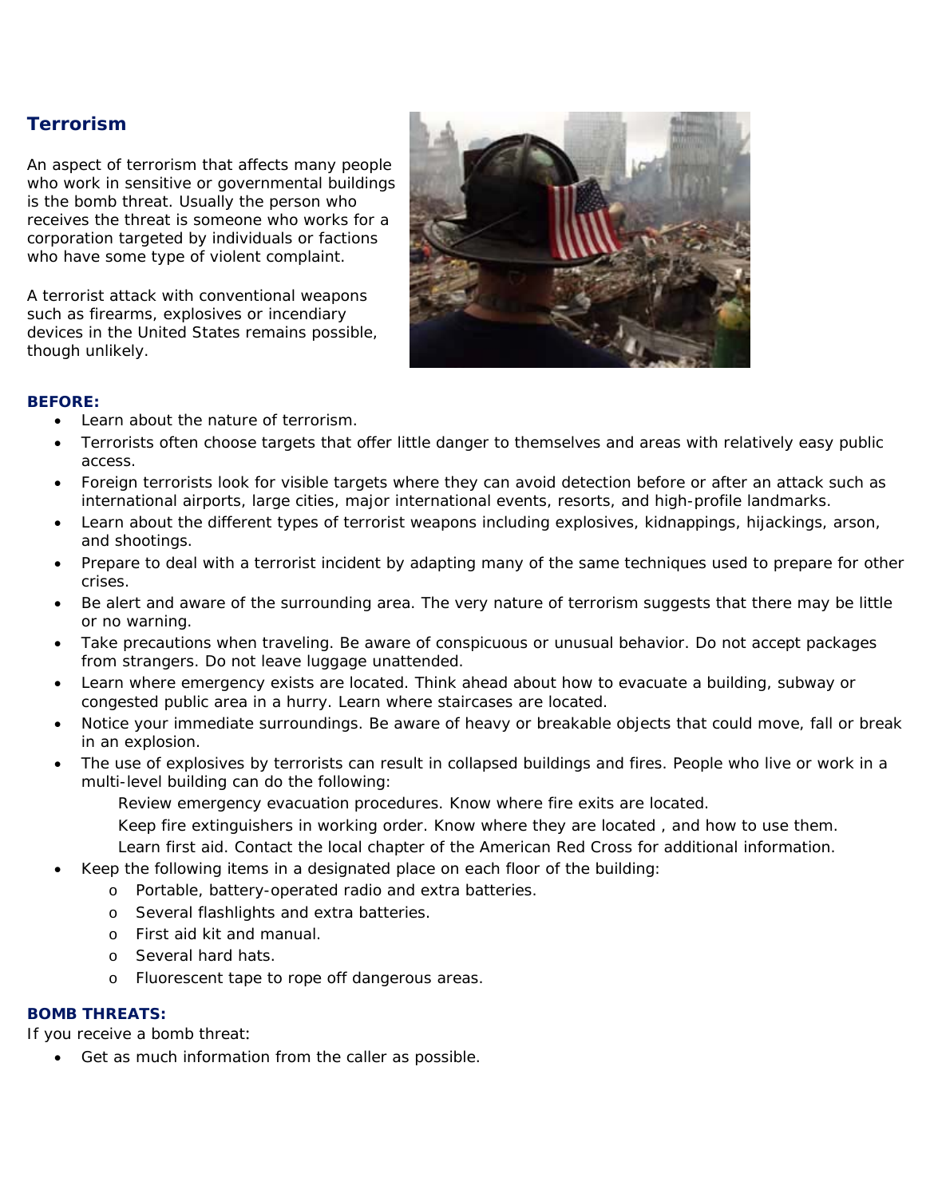## Terrorism

An aspect of terrorism that affects many people who work in sensitive or governmental buildings is the bomb threat. Usually the person who receives the threat is someone who works for a corporation targeted by individuals or factions who have some type of violent complaint.

A terrorist attack with conventional weapons such as firearms, explosives or incendiary devices in the United States remains possible, though unlikely.

**BEFORE:**

- Learn about the nature of terrorism.
- Terrorists often choose targets that offer little danger to themselves and areas with relatively easy public access.
- Foreign terrorists look for visible targets where they can avoid detection before or after an attack such as international airports, large cities, major international events, resorts, and high-profile landmarks.
- Learn about the different types of terrorist weapons including explosives, kidnappings, hijackings, arson, and shootings.
- Prepare to deal with a terrorist incident by adapting many of the same techniques used to prepare for other crises.
- Be alert and aware of the surrounding area. The very nature of terrorism suggests that there may be little or no warning.
- Take precautions when traveling. Be aware of conspicuous or unusual behavior. Do not accept packages from strangers. Do not leave luggage unattended.
- Learn where emergency exists are located. Think ahead about how to evacuate a building, subway or congested public area in a hurry. Learn where staircases are located.
- Notice your immediate surroundings. Be aware of heavy or breakable objects that could move, fall or break in an explosion.
- The use of explosives by terrorists can result in collapsed buildings and fires. People who live or work in a multi-level building can do the following:

  Review emergency evacuation procedures. Know where fire exits are located.

  Keep fire extinguishers in working order. Know where they are located , and how to use them.

  Learn first aid. Contact the local chapter of the American Red Cross for additional information.
- Keep the following items in a designated place on each floor of the building:
  - Portable, battery-operated radio and extra batteries.
  - Several flashlights and extra batteries.
  - First aid kit and manual.
  - Several hard hats.
  - Fluorescent tape to rope off dangerous areas.

**BOMB THREATS:**

If you receive a bomb threat:

- Get as much information from the caller as possible.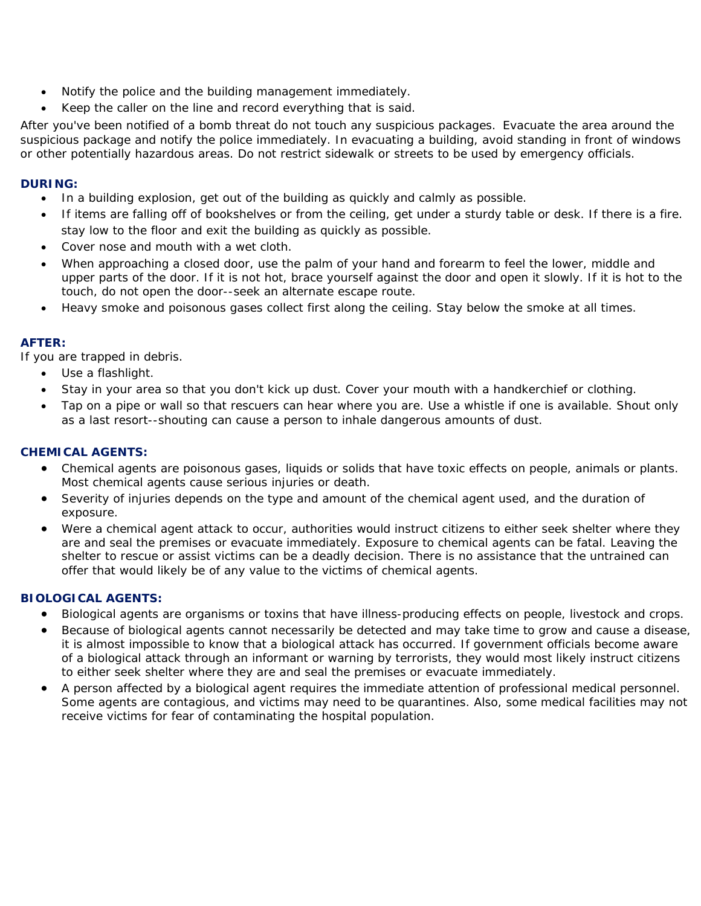- Notify the police and the building management immediately.
- Keep the caller on the line and record everything that is said.

After you've been notified of a bomb threat do not touch any suspicious packages. Evacuate the area around the suspicious package and notify the police immediately. In evacuating a building, avoid standing in front of windows or other potentially hazardous areas. Do not restrict sidewalk or streets to be used by emergency officials.

**DURING:**

- In a building explosion, get out of the building as quickly and calmly as possible.
- If items are falling off of bookshelves or from the ceiling, get under a sturdy table or desk. If there is a fire. stay low to the floor and exit the building as quickly as possible.
- Cover nose and mouth with a wet cloth.
- When approaching a closed door, use the palm of your hand and forearm to feel the lower, middle and upper parts of the door. If it is not hot, brace yourself against the door and open it slowly. If it is hot to the touch, do not open the door--seek an alternate escape route.
- Heavy smoke and poisonous gases collect first along the ceiling. Stay below the smoke at all times.

**AFTER:**

If you are trapped in debris.

- Use a flashlight.
- Stay in your area so that you don't kick up dust. Cover your mouth with a handkerchief or clothing.
- Tap on a pipe or wall so that rescuers can hear where you are. Use a whistle if one is available. Shout only as a last resort--shouting can cause a person to inhale dangerous amounts of dust.

**CHEMICAL AGENTS:**

- Chemical agents are poisonous gases, liquids or solids that have toxic effects on people, animals or plants. Most chemical agents cause serious injuries or death.
- Severity of injuries depends on the type and amount of the chemical agent used, and the duration of exposure.
- Were a chemical agent attack to occur, authorities would instruct citizens to either seek shelter where they are and seal the premises or evacuate immediately. Exposure to chemical agents can be fatal. Leaving the shelter to rescue or assist victims can be a deadly decision. There is no assistance that the untrained can offer that would likely be of any value to the victims of chemical agents.

**BIOLOGICAL AGENTS:**

- Biological agents are organisms or toxins that have illness-producing effects on people, livestock and crops.
- Because of biological agents cannot necessarily be detected and may take time to grow and cause a disease, it is almost impossible to know that a biological attack has occurred. If government officials become aware of a biological attack through an informant or warning by terrorists, they would most likely instruct citizens to either seek shelter where they are and seal the premises or evacuate immediately.
- A person affected by a biological agent requires the immediate attention of professional medical personnel. Some agents are contagious, and victims may need to be quarantines. Also, some medical facilities may not receive victims for fear of contaminating the hospital population.